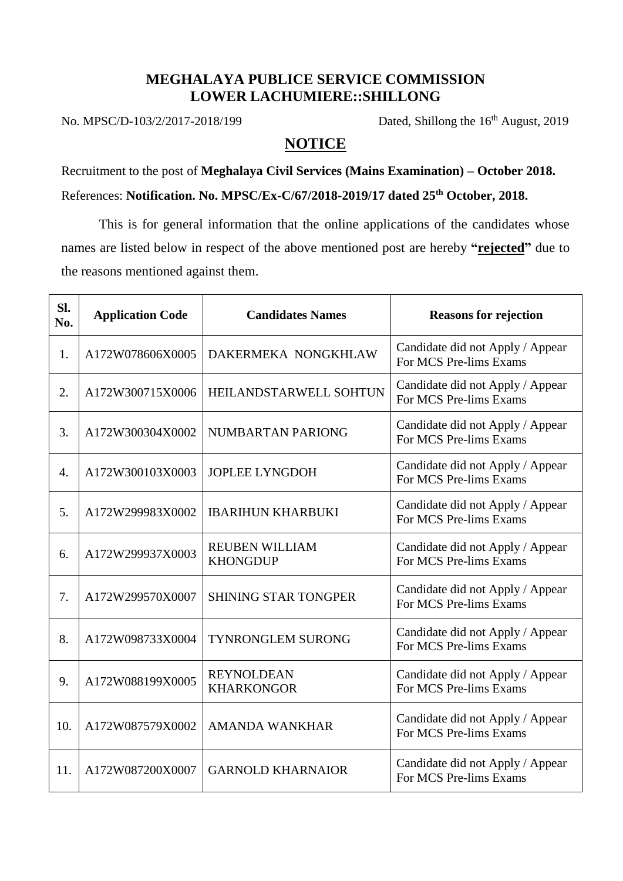# MEGHALAYA PUBLICE SERVICE COMMISSION
## LOWER LACHUMIERE::SHILLONG

No. MPSC/D-103/2/2017-2018/199 Dated, Shillong the 16th August, 2019

## NOTICE

Recruitment to the post of **Meghalaya Civil Services (Mains Examination) – October 2018.**

References: **Notification. No. MPSC/Ex-C/67/2018-2019/17 dated 25th October, 2018.**

This is for general information that the online applications of the candidates whose names are listed below in respect of the above mentioned post are hereby **"rejected"** due to the reasons mentioned against them.

| Sl. No. | Application Code | Candidates Names | Reasons for rejection |
|---|---|---|---|
| 1. | A172W078606X0005 | DAKERMEKA NONGKHLAW | Candidate did not Apply / Appear For MCS Pre-lims Exams |
| 2. | A172W300715X0006 | HEILANDSTARWELL SOHTUN | Candidate did not Apply / Appear For MCS Pre-lims Exams |
| 3. | A172W300304X0002 | NUMBARTAN PARIONG | Candidate did not Apply / Appear For MCS Pre-lims Exams |
| 4. | A172W300103X0003 | JOPLEE LYNGDOH | Candidate did not Apply / Appear For MCS Pre-lims Exams |
| 5. | A172W299983X0002 | IBARIHUN KHARBUKI | Candidate did not Apply / Appear For MCS Pre-lims Exams |
| 6. | A172W299937X0003 | REUBEN WILLIAM KHONGDUP | Candidate did not Apply / Appear For MCS Pre-lims Exams |
| 7. | A172W299570X0007 | SHINING STAR TONGPER | Candidate did not Apply / Appear For MCS Pre-lims Exams |
| 8. | A172W098733X0004 | TYNRONGLEM SURONG | Candidate did not Apply / Appear For MCS Pre-lims Exams |
| 9. | A172W088199X0005 | REYNOLDEAN KHARKONGOR | Candidate did not Apply / Appear For MCS Pre-lims Exams |
| 10. | A172W087579X0002 | AMANDA WANKHAR | Candidate did not Apply / Appear For MCS Pre-lims Exams |
| 11. | A172W087200X0007 | GARNOLD KHARNAIOR | Candidate did not Apply / Appear For MCS Pre-lims Exams |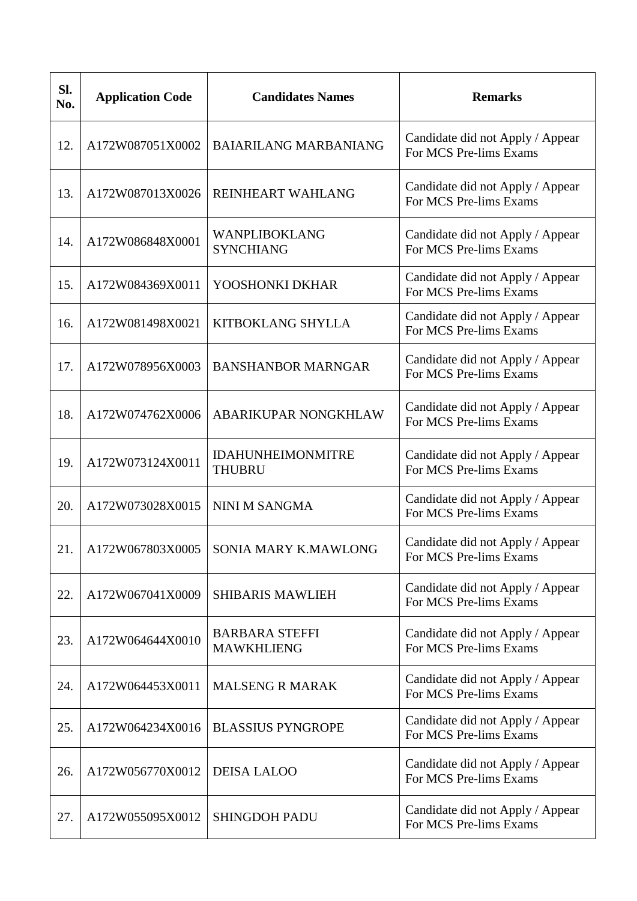| Sl. No. | Application Code | Candidates Names | Remarks |
|---|---|---|---|
| 12. | A172W087051X0002 | BAIARILANG MARBANIANG | Candidate did not Apply / Appear For MCS Pre-lims Exams |
| 13. | A172W087013X0026 | REINHEART WAHLANG | Candidate did not Apply / Appear For MCS Pre-lims Exams |
| 14. | A172W086848X0001 | WANPLIBOKLANG SYNCHIANG | Candidate did not Apply / Appear For MCS Pre-lims Exams |
| 15. | A172W084369X0011 | YOOSHONKI DKHAR | Candidate did not Apply / Appear For MCS Pre-lims Exams |
| 16. | A172W081498X0021 | KITBOKLANG SHYLLA | Candidate did not Apply / Appear For MCS Pre-lims Exams |
| 17. | A172W078956X0003 | BANSHANBOR MARNGAR | Candidate did not Apply / Appear For MCS Pre-lims Exams |
| 18. | A172W074762X0006 | ABARIKUPAR NONGKHLAW | Candidate did not Apply / Appear For MCS Pre-lims Exams |
| 19. | A172W073124X0011 | IDAHUNHEIMONMITRE THUBRU | Candidate did not Apply / Appear For MCS Pre-lims Exams |
| 20. | A172W073028X0015 | NINI M SANGMA | Candidate did not Apply / Appear For MCS Pre-lims Exams |
| 21. | A172W067803X0005 | SONIA MARY K.MAWLONG | Candidate did not Apply / Appear For MCS Pre-lims Exams |
| 22. | A172W067041X0009 | SHIBARIS MAWLIEH | Candidate did not Apply / Appear For MCS Pre-lims Exams |
| 23. | A172W064644X0010 | BARBARA STEFFI MAWKHLIENG | Candidate did not Apply / Appear For MCS Pre-lims Exams |
| 24. | A172W064453X0011 | MALSENG R MARAK | Candidate did not Apply / Appear For MCS Pre-lims Exams |
| 25. | A172W064234X0016 | BLASSIUS PYNGROPE | Candidate did not Apply / Appear For MCS Pre-lims Exams |
| 26. | A172W056770X0012 | DEISA LALOO | Candidate did not Apply / Appear For MCS Pre-lims Exams |
| 27. | A172W055095X0012 | SHINGDOH PADU | Candidate did not Apply / Appear For MCS Pre-lims Exams |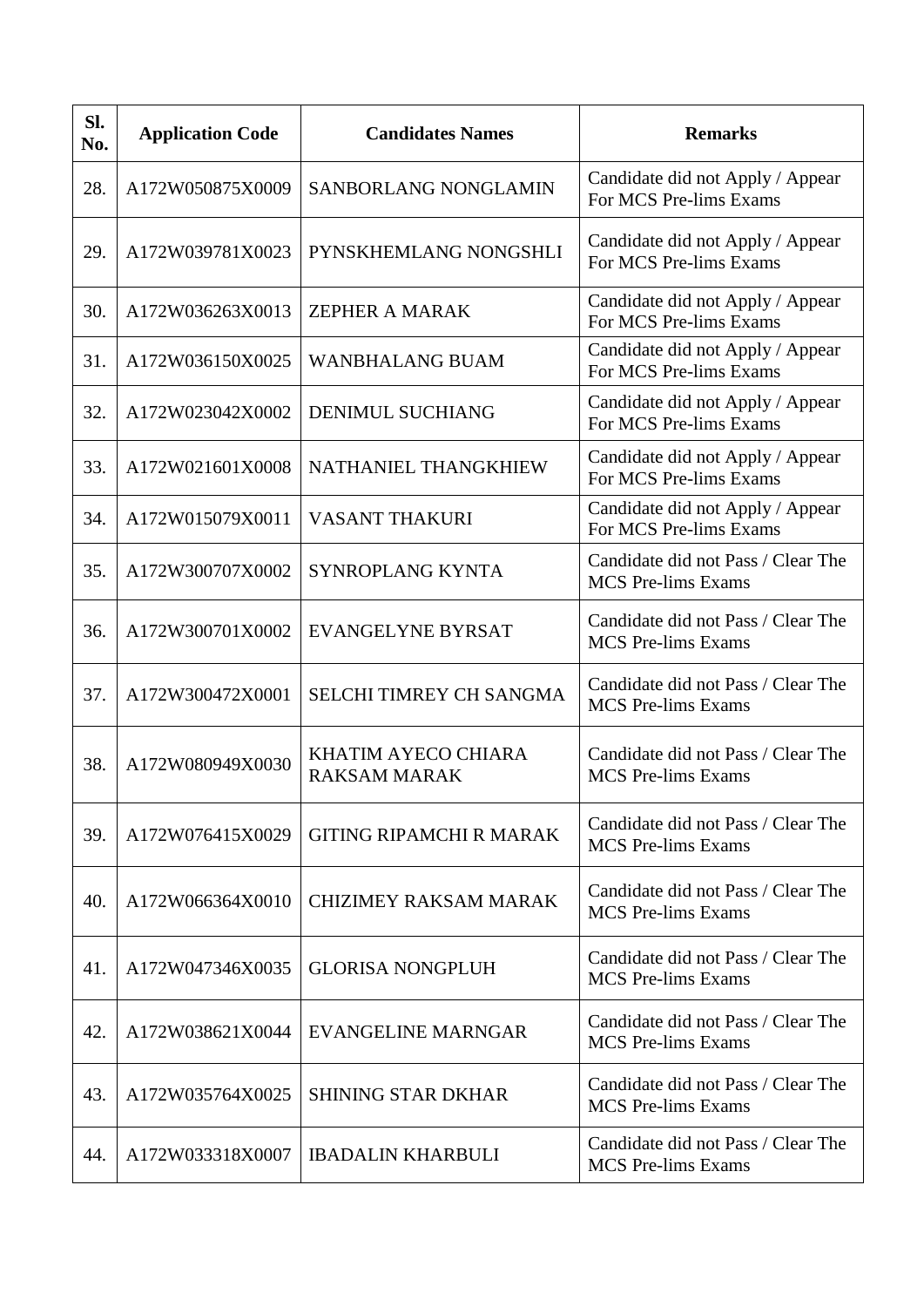| Sl. No. | Application Code | Candidates Names | Remarks |
|---|---|---|---|
| 28. | A172W050875X0009 | SANBORLANG NONGLAMIN | Candidate did not Apply / Appear For MCS Pre-lims Exams |
| 29. | A172W039781X0023 | PYNSKHEMLANG NONGSHLI | Candidate did not Apply / Appear For MCS Pre-lims Exams |
| 30. | A172W036263X0013 | ZEPHER A MARAK | Candidate did not Apply / Appear For MCS Pre-lims Exams |
| 31. | A172W036150X0025 | WANBHALANG BUAM | Candidate did not Apply / Appear For MCS Pre-lims Exams |
| 32. | A172W023042X0002 | DENIMUL SUCHIANG | Candidate did not Apply / Appear For MCS Pre-lims Exams |
| 33. | A172W021601X0008 | NATHANIEL THANGKHIEW | Candidate did not Apply / Appear For MCS Pre-lims Exams |
| 34. | A172W015079X0011 | VASANT THAKURI | Candidate did not Apply / Appear For MCS Pre-lims Exams |
| 35. | A172W300707X0002 | SYNROPLANG KYNTA | Candidate did not Pass / Clear The MCS Pre-lims Exams |
| 36. | A172W300701X0002 | EVANGELYNE BYRSAT | Candidate did not Pass / Clear The MCS Pre-lims Exams |
| 37. | A172W300472X0001 | SELCHI TIMREY CH SANGMA | Candidate did not Pass / Clear The MCS Pre-lims Exams |
| 38. | A172W080949X0030 | KHATIM AYECO CHIARA RAKSAM MARAK | Candidate did not Pass / Clear The MCS Pre-lims Exams |
| 39. | A172W076415X0029 | GITING RIPAMCHI R MARAK | Candidate did not Pass / Clear The MCS Pre-lims Exams |
| 40. | A172W066364X0010 | CHIZIMEY RAKSAM MARAK | Candidate did not Pass / Clear The MCS Pre-lims Exams |
| 41. | A172W047346X0035 | GLORISA NONGPLUH | Candidate did not Pass / Clear The MCS Pre-lims Exams |
| 42. | A172W038621X0044 | EVANGELINE MARNGAR | Candidate did not Pass / Clear The MCS Pre-lims Exams |
| 43. | A172W035764X0025 | SHINING STAR DKHAR | Candidate did not Pass / Clear The MCS Pre-lims Exams |
| 44. | A172W033318X0007 | IBADALIN KHARBULI | Candidate did not Pass / Clear The MCS Pre-lims Exams |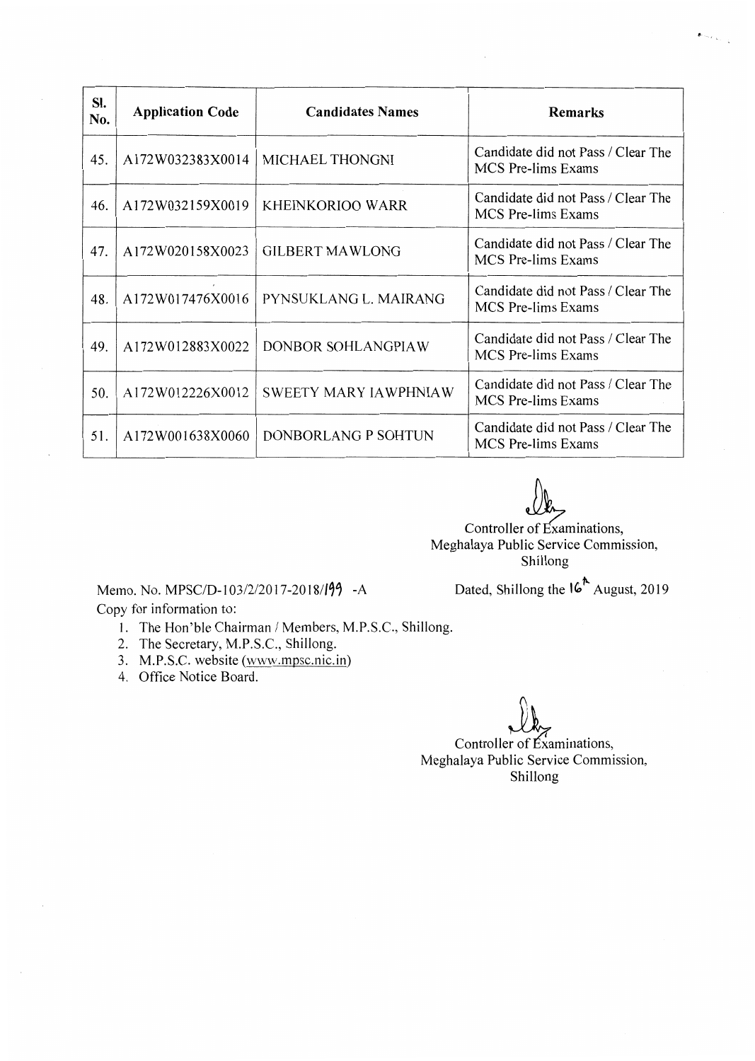| Sl. No. | Application Code | Candidates Names | Remarks |
|---|---|---|---|
| 45. | A172W032383X0014 | MICHAEL THONGNI | Candidate did not Pass / Clear The MCS Pre-lims Exams |
| 46. | A172W032159X0019 | KHEINKORIOO WARR | Candidate did not Pass / Clear The MCS Pre-lims Exams |
| 47. | A172W020158X0023 | GILBERT MAWLONG | Candidate did not Pass / Clear The MCS Pre-lims Exams |
| 48. | A172W017476X0016 | PYNSUKLANG L. MAIRANG | Candidate did not Pass / Clear The MCS Pre-lims Exams |
| 49. | A172W012883X0022 | DONBOR SOHLANGPIAW | Candidate did not Pass / Clear The MCS Pre-lims Exams |
| 50. | A172W012226X0012 | SWEETY MARY IAWPHNIAW | Candidate did not Pass / Clear The MCS Pre-lims Exams |
| 51. | A172W001638X0060 | DONBORLANG P SOHTUN | Candidate did not Pass / Clear The MCS Pre-lims Exams |

Controller of Examinations,
Meghalaya Public Service Commission,
Shillong

Memo. No. MPSC/D-103/2/2017-2018/199 -A

Dated, Shillong the 16th August, 2019

Copy for information to:

1. The Hon'ble Chairman / Members, M.P.S.C., Shillong.
2. The Secretary, M.P.S.C., Shillong.
3. M.P.S.C. website (www.mpsc.nic.in)
4. Office Notice Board.

Controller of Examinations,
Meghalaya Public Service Commission,
Shillong